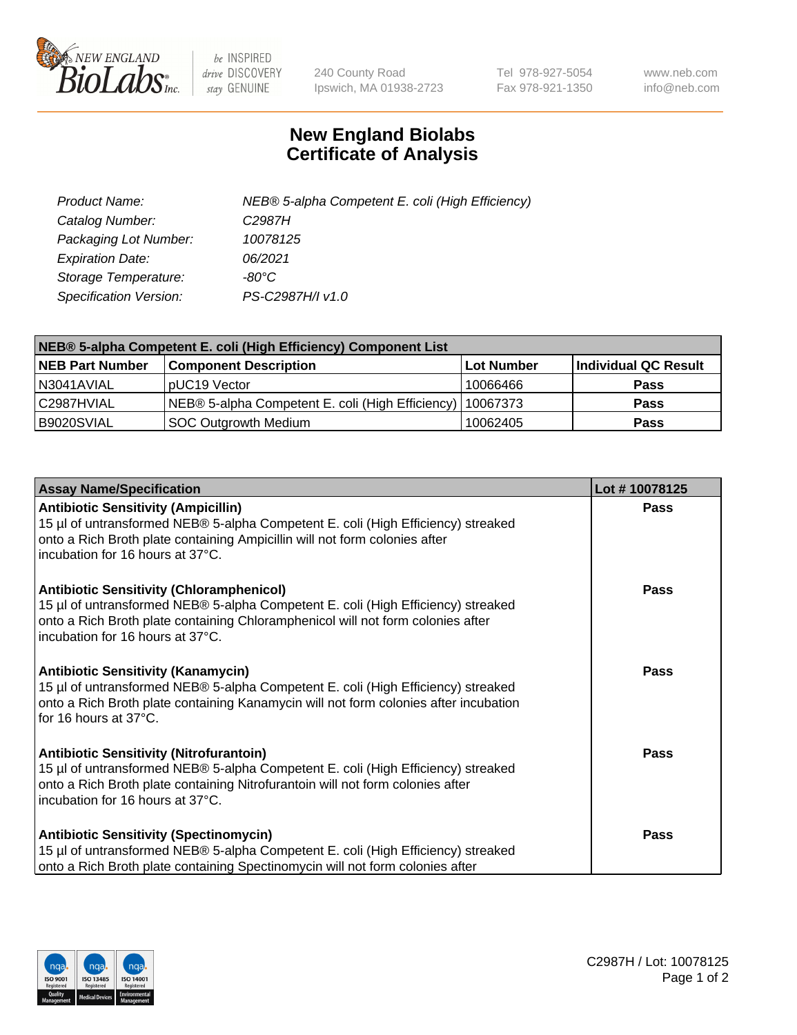# New England Biolabs Certificate of Analysis

| | |
|---|---|
| *Product Name:* | *NEB® 5-alpha Competent E. coli (High Efficiency)* |
| *Catalog Number:* | *C2987H* |
| *Packaging Lot Number:* | *10078125* |
| *Expiration Date:* | *06/2021* |
| *Storage Temperature:* | *-80°C* |
| *Specification Version:* | *PS-C2987H/I v1.0* |

| NEB® 5-alpha Competent E. coli (High Efficiency) Component List | | | |
|---|---|---|---|
| **NEB Part Number** | **Component Description** | **Lot Number** | **Individual QC Result** |
| N3041AVIAL | pUC19 Vector | 10066466 | **Pass** |
| C2987HVIAL | NEB® 5-alpha Competent E. coli (High Efficiency) | 10067373 | **Pass** |
| B9020SVIAL | SOC Outgrowth Medium | 10062405 | **Pass** |

| Assay Name/Specification | Lot # 10078125 |
|---|---|
| **Antibiotic Sensitivity (Ampicillin)**<br>15 µl of untransformed NEB® 5-alpha Competent E. coli (High Efficiency) streaked onto a Rich Broth plate containing Ampicillin will not form colonies after incubation for 16 hours at 37°C. | **Pass** |
| **Antibiotic Sensitivity (Chloramphenicol)**<br>15 µl of untransformed NEB® 5-alpha Competent E. coli (High Efficiency) streaked onto a Rich Broth plate containing Chloramphenicol will not form colonies after incubation for 16 hours at 37°C. | **Pass** |
| **Antibiotic Sensitivity (Kanamycin)**<br>15 µl of untransformed NEB® 5-alpha Competent E. coli (High Efficiency) streaked onto a Rich Broth plate containing Kanamycin will not form colonies after incubation for 16 hours at 37°C. | **Pass** |
| **Antibiotic Sensitivity (Nitrofurantoin)**<br>15 µl of untransformed NEB® 5-alpha Competent E. coli (High Efficiency) streaked onto a Rich Broth plate containing Nitrofurantoin will not form colonies after incubation for 16 hours at 37°C. | **Pass** |
| **Antibiotic Sensitivity (Spectinomycin)**<br>15 µl of untransformed NEB® 5-alpha Competent E. coli (High Efficiency) streaked onto a Rich Broth plate containing Spectinomycin will not form colonies after | **Pass** |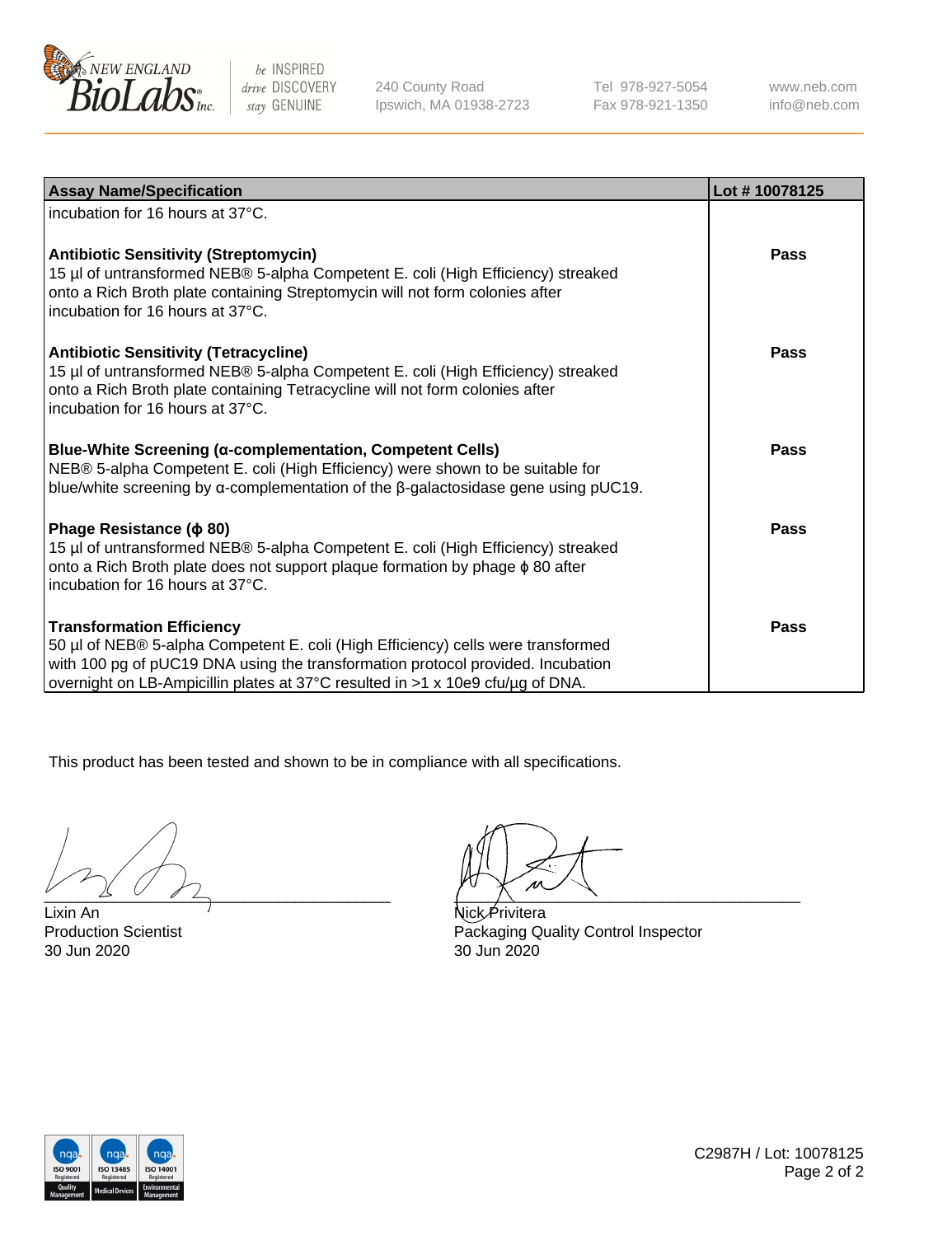| Assay Name/Specification | Lot # 10078125 |
| --- | --- |
| incubation for 16 hours at 37°C. | |
| **Antibiotic Sensitivity (Streptomycin)**<br>15 µl of untransformed NEB® 5-alpha Competent E. coli (High Efficiency) streaked onto a Rich Broth plate containing Streptomycin will not form colonies after incubation for 16 hours at 37°C. | Pass |
| **Antibiotic Sensitivity (Tetracycline)**<br>15 µl of untransformed NEB® 5-alpha Competent E. coli (High Efficiency) streaked onto a Rich Broth plate containing Tetracycline will not form colonies after incubation for 16 hours at 37°C. | Pass |
| **Blue-White Screening (α-complementation, Competent Cells)**<br>NEB® 5-alpha Competent E. coli (High Efficiency) were shown to be suitable for blue/white screening by α-complementation of the β-galactosidase gene using pUC19. | Pass |
| **Phage Resistance (ϕ 80)**<br>15 µl of untransformed NEB® 5-alpha Competent E. coli (High Efficiency) streaked onto a Rich Broth plate does not support plaque formation by phage ϕ 80 after incubation for 16 hours at 37°C. | Pass |
| **Transformation Efficiency**<br>50 µl of NEB® 5-alpha Competent E. coli (High Efficiency) cells were transformed with 100 pg of pUC19 DNA using the transformation protocol provided. Incubation overnight on LB-Ampicillin plates at 37°C resulted in >1 x 10e9 cfu/µg of DNA. | Pass |

This product has been tested and shown to be in compliance with all specifications.

Lixin An
Production Scientist
30 Jun 2020

Nick Privitera
Packaging Quality Control Inspector
30 Jun 2020

C2987H / Lot: 10078125